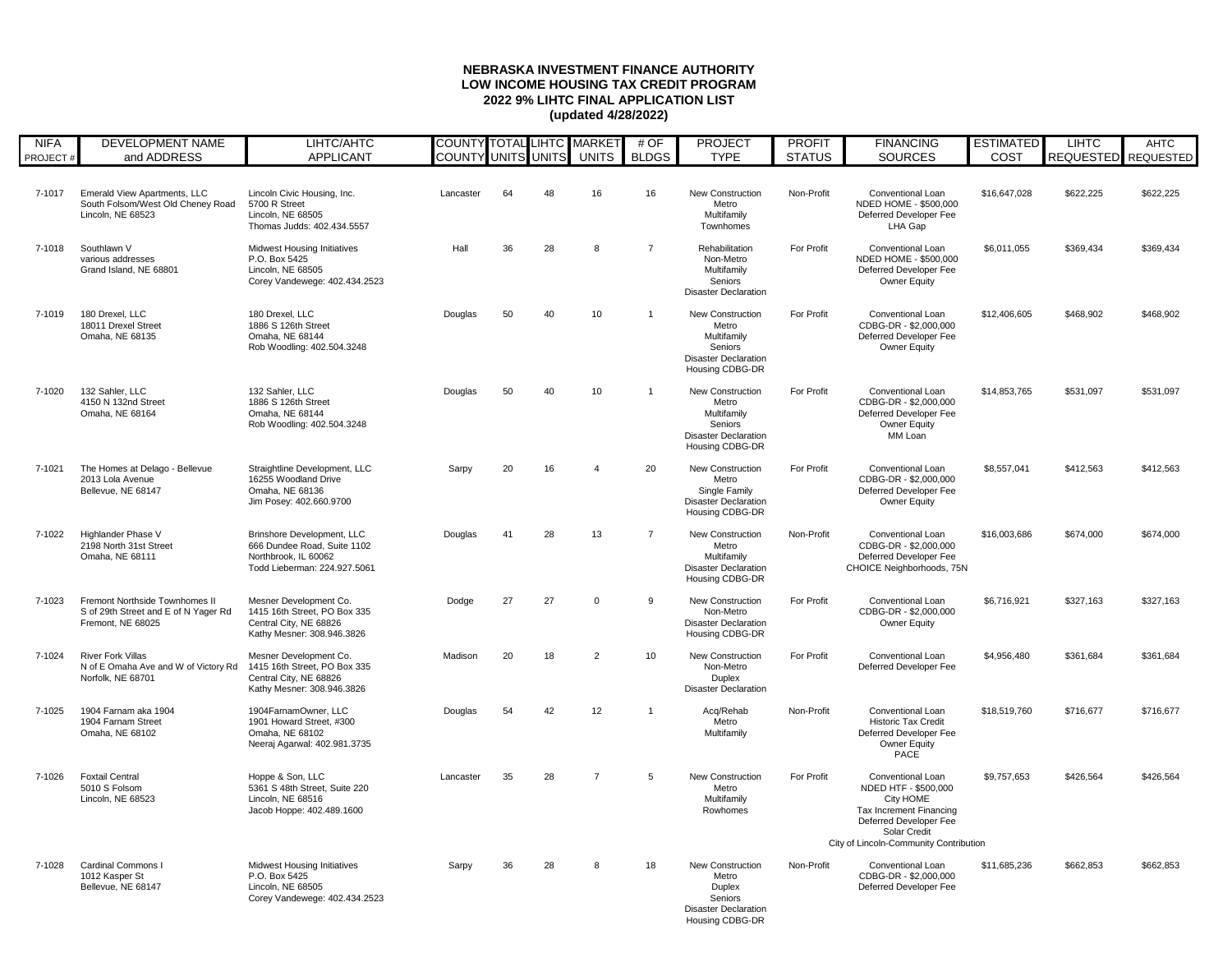**NEBRASKA INVESTMENT FINANCE AUTHORITY**
**LOW INCOME HOUSING TAX CREDIT PROGRAM**
**2022 9% LIHTC FINAL APPLICATION LIST**
**(updated 4/28/2022)**

| NIFA PROJECT # | DEVELOPMENT NAME and ADDRESS | LIHTC/AHTC APPLICANT | COUNTY | TOTAL UNITS | LIHTC UNITS | MARKET UNITS | # OF BLDGS | PROJECT TYPE | PROFIT STATUS | FINANCING SOURCES | ESTIMATED COST | LIHTC REQUESTED | AHTC REQUESTED |
|---|---|---|---|---|---|---|---|---|---|---|---|---|---|
| 7-1017 | Emerald View Apartments, LLC<br>South Folsom/West Old Cheney Road<br>Lincoln, NE 68523 | Lincoln Civic Housing, Inc.<br>5700 R Street<br>Lincoln, NE 68505<br>Thomas Judds: 402.434.5557 | Lancaster | 64 | 48 | 16 | 16 | New Construction<br>Metro<br>Multifamily<br>Townhomes | Non-Profit | Conventional Loan<br>NDED HOME - $500,000<br>Deferred Developer Fee<br>LHA Gap | $16,647,028 | $622,225 | $622,225 |
| 7-1018 | Southlawn V<br>various addresses<br>Grand Island, NE 68801 | Midwest Housing Initiatives<br>P.O. Box 5425<br>Lincoln, NE 68505<br>Corey Vandewege: 402.434.2523 | Hall | 36 | 28 | 8 | 7 | Rehabilitation<br>Non-Metro<br>Multifamily<br>Seniors<br>Disaster Declaration | For Profit | Conventional Loan<br>NDED HOME - $500,000<br>Deferred Developer Fee<br>Owner Equity | $6,011,055 | $369,434 | $369,434 |
| 7-1019 | 180 Drexel, LLC<br>18011 Drexel Street<br>Omaha, NE 68135 | 180 Drexel, LLC<br>1886 S 126th Street<br>Omaha, NE 68144<br>Rob Woodling: 402.504.3248 | Douglas | 50 | 40 | 10 | 1 | New Construction<br>Metro<br>Multifamily<br>Seniors<br>Disaster Declaration<br>Housing CDBG-DR | For Profit | Conventional Loan<br>CDBG-DR - $2,000,000<br>Deferred Developer Fee<br>Owner Equity | $12,406,605 | $468,902 | $468,902 |
| 7-1020 | 132 Sahler, LLC<br>4150 N 132nd Street<br>Omaha, NE 68164 | 132 Sahler, LLC<br>1886 S 126th Street<br>Omaha, NE 68144<br>Rob Woodling: 402.504.3248 | Douglas | 50 | 40 | 10 | 1 | New Construction<br>Metro<br>Multifamily<br>Seniors<br>Disaster Declaration<br>Housing CDBG-DR | For Profit | Conventional Loan<br>CDBG-DR - $2,000,000<br>Deferred Developer Fee<br>Owner Equity<br>MM Loan | $14,853,765 | $531,097 | $531,097 |
| 7-1021 | The Homes at Delago - Bellevue<br>2013 Lola Avenue<br>Bellevue, NE 68147 | Straightline Development, LLC<br>16255 Woodland Drive<br>Omaha, NE 68136<br>Jim Posey: 402.660.9700 | Sarpy | 20 | 16 | 4 | 20 | New Construction<br>Metro<br>Single Family<br>Disaster Declaration<br>Housing CDBG-DR | For Profit | Conventional Loan<br>CDBG-DR - $2,000,000<br>Deferred Developer Fee<br>Owner Equity | $8,557,041 | $412,563 | $412,563 |
| 7-1022 | Highlander Phase V<br>2198 North 31st Street<br>Omaha, NE 68111 | Brinshore Development, LLC<br>666 Dundee Road, Suite 1102<br>Northbrook, IL 60062<br>Todd Lieberman: 224.927.5061 | Douglas | 41 | 28 | 13 | 7 | New Construction<br>Metro<br>Multifamily<br>Disaster Declaration<br>Housing CDBG-DR | Non-Profit | Conventional Loan<br>CDBG-DR - $2,000,000<br>Deferred Developer Fee<br>CHOICE Neighborhoods, 75N | $16,003,686 | $674,000 | $674,000 |
| 7-1023 | Fremont Northside Townhomes II<br>S of 29th Street and E of N Yager Rd<br>Fremont, NE 68025 | Mesner Development Co.<br>1415 16th Street, PO Box 335<br>Central City, NE 68826<br>Kathy Mesner: 308.946.3826 | Dodge | 27 | 27 | 0 | 9 | New Construction<br>Non-Metro<br>Disaster Declaration<br>Housing CDBG-DR | For Profit | Conventional Loan<br>CDBG-DR - $2,000,000<br>Owner Equity | $6,716,921 | $327,163 | $327,163 |
| 7-1024 | River Fork Villas<br>N of E Omaha Ave and W of Victory Rd<br>Norfolk, NE 68701 | Mesner Development Co.<br>1415 16th Street, PO Box 335<br>Central City, NE 68826<br>Kathy Mesner: 308.946.3826 | Madison | 20 | 18 | 2 | 10 | New Construction<br>Non-Metro<br>Duplex<br>Disaster Declaration | For Profit | Conventional Loan<br>Deferred Developer Fee | $4,956,480 | $361,684 | $361,684 |
| 7-1025 | 1904 Farnam aka 1904<br>1904 Farnam Street<br>Omaha, NE 68102 | 1904FarnamOwner, LLC<br>1901 Howard Street, #300<br>Omaha, NE 68102<br>Neeraj Agarwal: 402.981.3735 | Douglas | 54 | 42 | 12 | 1 | Acq/Rehab<br>Metro<br>Multifamily | Non-Profit | Conventional Loan<br>Historic Tax Credit<br>Deferred Developer Fee<br>Owner Equity<br>PACE | $18,519,760 | $716,677 | $716,677 |
| 7-1026 | Foxtail Central<br>5010 S Folsom<br>Lincoln, NE 68523 | Hoppe & Son, LLC<br>5361 S 48th Street, Suite 220<br>Lincoln, NE 68516<br>Jacob Hoppe: 402.489.1600 | Lancaster | 35 | 28 | 7 | 5 | New Construction<br>Metro<br>Multifamily<br>Rowhomes | For Profit | Conventional Loan<br>NDED HTF - $500,000<br>City HOME<br>Tax Increment Financing<br>Deferred Developer Fee<br>Solar Credit<br>City of Lincoln-Community Contribution | $9,757,653 | $426,564 | $426,564 |
| 7-1028 | Cardinal Commons I<br>1012 Kasper St<br>Bellevue, NE 68147 | Midwest Housing Initiatives<br>P.O. Box 5425<br>Lincoln, NE 68505<br>Corey Vandewege: 402.434.2523 | Sarpy | 36 | 28 | 8 | 18 | New Construction<br>Metro<br>Duplex<br>Seniors<br>Disaster Declaration<br>Housing CDBG-DR | Non-Profit | Conventional Loan<br>CDBG-DR - $2,000,000<br>Deferred Developer Fee | $11,685,236 | $662,853 | $662,853 |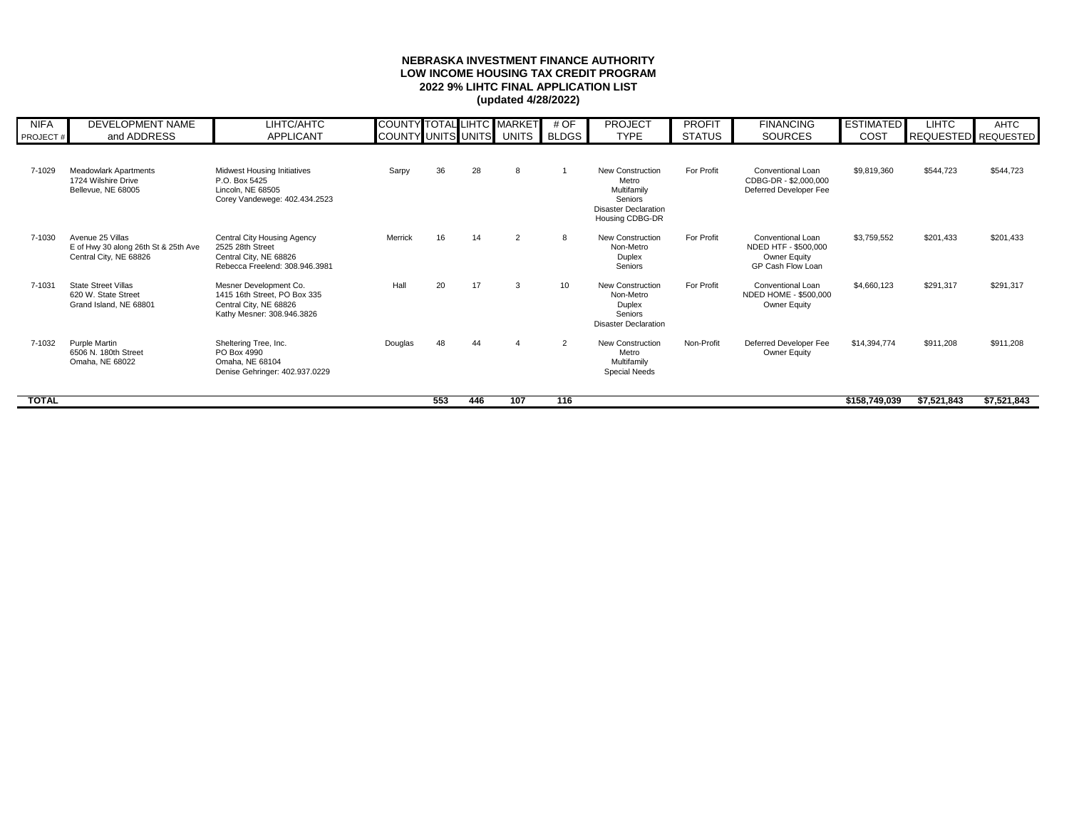**NEBRASKA INVESTMENT FINANCE AUTHORITY**
**LOW INCOME HOUSING TAX CREDIT PROGRAM**
**2022 9% LIHTC FINAL APPLICATION LIST**
**(updated 4/28/2022)**

| NIFA PROJECT # | DEVELOPMENT NAME and ADDRESS | LIHTC/AHTC APPLICANT | COUNTY COUNTY | TOTAL UNITS | LIHTC UNITS | MARKET UNITS | # OF BLDGS | PROJECT TYPE | PROFIT STATUS | FINANCING SOURCES | ESTIMATED COST | LIHTC REQUESTED | AHTC REQUESTED |
|---|---|---|---|---|---|---|---|---|---|---|---|---|---|
| 7-1029 | Meadowlark Apartments<br>1724 Wilshire Drive<br>Bellevue, NE 68005 | Midwest Housing Initiatives<br>P.O. Box 5425<br>Lincoln, NE 68505<br>Corey Vandewege: 402.434.2523 | Sarpy | 36 | 28 | 8 | 1 | New Construction<br>Metro<br>Multifamily<br>Seniors<br>Disaster Declaration<br>Housing CDBG-DR | For Profit | Conventional Loan<br>CDBG-DR - $2,000,000<br>Deferred Developer Fee | $9,819,360 | $544,723 | $544,723 |
| 7-1030 | Avenue 25 Villas<br>E of Hwy 30 along 26th St & 25th Ave<br>Central City, NE 68826 | Central City Housing Agency<br>2525 28th Street<br>Central City, NE 68826<br>Rebecca Freelend: 308.946.3981 | Merrick | 16 | 14 | 2 | 8 | New Construction<br>Non-Metro<br>Duplex<br>Seniors | For Profit | Conventional Loan<br>NDED HTF - $500,000<br>Owner Equity<br>GP Cash Flow Loan | $3,759,552 | $201,433 | $201,433 |
| 7-1031 | State Street Villas<br>620 W. State Street<br>Grand Island, NE 68801 | Mesner Development Co.<br>1415 16th Street, PO Box 335<br>Central City, NE 68826<br>Kathy Mesner: 308.946.3826 | Hall | 20 | 17 | 3 | 10 | New Construction<br>Non-Metro<br>Duplex<br>Seniors<br>Disaster Declaration | For Profit | Conventional Loan<br>NDED HOME - $500,000<br>Owner Equity | $4,660,123 | $291,317 | $291,317 |
| 7-1032 | Purple Martin<br>6506 N. 180th Street<br>Omaha, NE 68022 | Sheltering Tree, Inc.<br>PO Box 4990<br>Omaha, NE 68104<br>Denise Gehringer: 402.937.0229 | Douglas | 48 | 44 | 4 | 2 | New Construction<br>Metro<br>Multifamily<br>Special Needs | Non-Profit | Deferred Developer Fee<br>Owner Equity | $14,394,774 | $911,208 | $911,208 |
| **TOTAL** | | | | **553** | **446** | **107** | **116** | | | | **$158,749,039** | **$7,521,843** | **$7,521,843** |